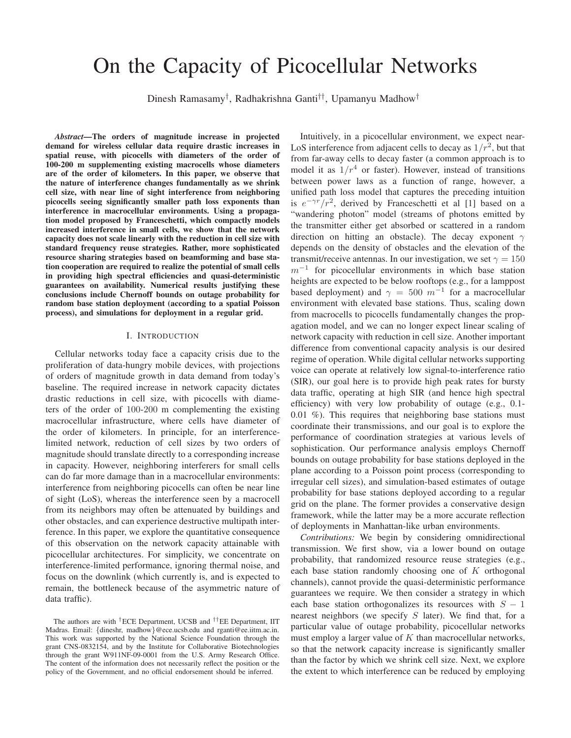# On the Capacity of Picocellular Networks

Dinesh Ramasamy[†], Radhakrishna Ganti[††], Upamanyu Madhow[†]

***Abstract*—The orders of magnitude increase in projected demand for wireless cellular data require drastic increases in spatial reuse, with picocells with diameters of the order of 100-200 m supplementing existing macrocells whose diameters are of the order of kilometers. In this paper, we observe that the nature of interference changes fundamentally as we shrink cell size, with near line of sight interference from neighboring picocells seeing significantly smaller path loss exponents than interference in macrocellular environments. Using a propagation model proposed by Franceschetti, which compactly models increased interference in small cells, we show that the network capacity does not scale linearly with the reduction in cell size with standard frequency reuse strategies. Rather, more sophisticated resource sharing strategies based on beamforming and base station cooperation are required to realize the potential of small cells in providing high spectral efficiencies and quasi-deterministic guarantees on availability. Numerical results justifying these conclusions include Chernoff bounds on outage probability for random base station deployment (according to a spatial Poisson process), and simulations for deployment in a regular grid.**

## I. Introduction

Cellular networks today face a capacity crisis due to the proliferation of data-hungry mobile devices, with projections of orders of magnitude growth in data demand from today's baseline. The required increase in network capacity dictates drastic reductions in cell size, with picocells with diameters of the order of 100-200 m complementing the existing macrocellular infrastructure, where cells have diameter of the order of kilometers. In principle, for an interference-limited network, reduction of cell sizes by two orders of magnitude should translate directly to a corresponding increase in capacity. However, neighboring interferers for small cells can do far more damage than in a macrocellular environments: interference from neighboring picocells can often be near line of sight (LoS), whereas the interference seen by a macrocell from its neighbors may often be attenuated by buildings and other obstacles, and can experience destructive multipath interference. In this paper, we explore the quantitative consequence of this observation on the network capacity attainable with picocellular architectures. For simplicity, we concentrate on interference-limited performance, ignoring thermal noise, and focus on the downlink (which currently is, and is expected to remain, the bottleneck because of the asymmetric nature of data traffic).

Intuitively, in a picocellular environment, we expect near-LoS interference from adjacent cells to decay as $1/r^2$, but that from far-away cells to decay faster (a common approach is to model it as $1/r^4$ or faster). However, instead of transitions between power laws as a function of range, however, a unified path loss model that captures the preceding intuition is $e^{-\gamma r}/r^2$, derived by Franceschetti et al [1] based on a "wandering photon" model (streams of photons emitted by the transmitter either get absorbed or scattered in a random direction on hitting an obstacle). The decay exponent $\gamma$ depends on the density of obstacles and the elevation of the transmit/receive antennas. In our investigation, we set $\gamma = 150$ $m^{-1}$ for picocellular environments in which base station heights are expected to be below rooftops (e.g., for a lamppost based deployment) and $\gamma = 500$ $m^{-1}$ for a macrocellular environment with elevated base stations. Thus, scaling down from macrocells to picocells fundamentally changes the propagation model, and we can no longer expect linear scaling of network capacity with reduction in cell size. Another important difference from conventional capacity analysis is our desired regime of operation. While digital cellular networks supporting voice can operate at relatively low signal-to-interference ratio (SIR), our goal here is to provide high peak rates for bursty data traffic, operating at high SIR (and hence high spectral efficiency) with very low probability of outage (e.g., 0.1-0.01 %). This requires that neighboring base stations must coordinate their transmissions, and our goal is to explore the performance of coordination strategies at various levels of sophistication. Our performance analysis employs Chernoff bounds on outage probability for base stations deployed in the plane according to a Poisson point process (corresponding to irregular cell sizes), and simulation-based estimates of outage probability for base stations deployed according to a regular grid on the plane. The former provides a conservative design framework, while the latter may be a more accurate reflection of deployments in Manhattan-like urban environments.

*Contributions:* We begin by considering omnidirectional transmission. We first show, via a lower bound on outage probability, that randomized resource reuse strategies (e.g., each base station randomly choosing one of $K$ orthogonal channels), cannot provide the quasi-deterministic performance guarantees we require. We then consider a strategy in which each base station orthogonalizes its resources with $S-1$ nearest neighbors (we specify $S$ later). We find that, for a particular value of outage probability, picocellular networks must employ a larger value of $K$ than macrocellular networks, so that the network capacity increase is significantly smaller than the factor by which we shrink cell size. Next, we explore the extent to which interference can be reduced by employing

The authors are with [†]ECE Department, UCSB and [††]EE Department, IIT Madras. Email: {dineshr, madhow}@ece.ucsb.edu and rganti@ee.iitm.ac.in. This work was supported by the National Science Foundation through the grant CNS-0832154, and by the Institute for Collaborative Biotechnologies through the grant W911NF-09-0001 from the U.S. Army Research Office. The content of the information does not necessarily reflect the position or the policy of the Government, and no official endorsement should be inferred.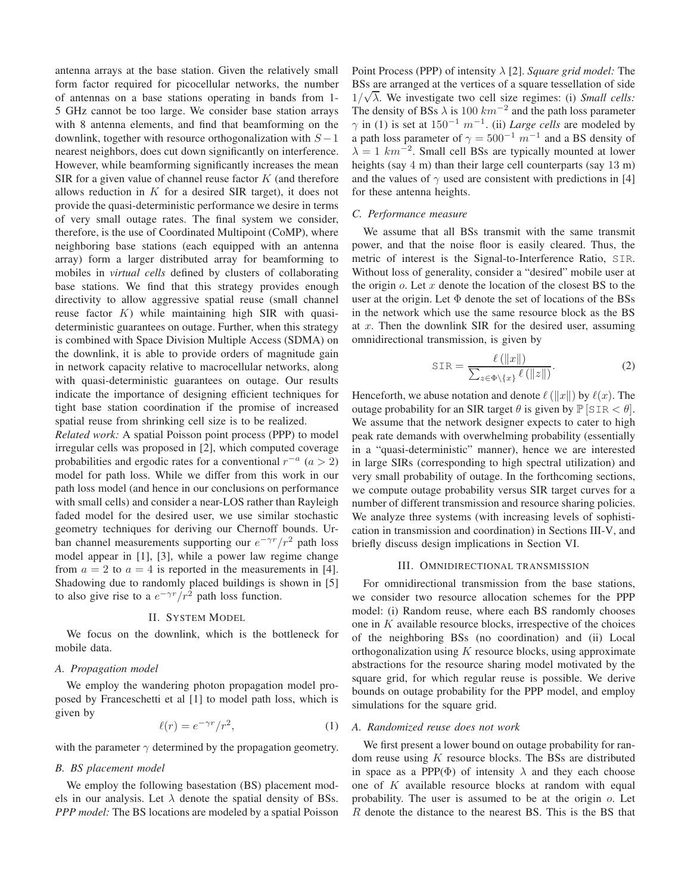antenna arrays at the base station. Given the relatively small form factor required for picocellular networks, the number of antennas on a base stations operating in bands from 1-5 GHz cannot be too large. We consider base station arrays with 8 antenna elements, and find that beamforming on the downlink, together with resource orthogonalization with $S-1$ nearest neighbors, does cut down significantly on interference. However, while beamforming significantly increases the mean SIR for a given value of channel reuse factor $K$ (and therefore allows reduction in $K$ for a desired SIR target), it does not provide the quasi-deterministic performance we desire in terms of very small outage rates. The final system we consider, therefore, is the use of Coordinated Multipoint (CoMP), where neighboring base stations (each equipped with an antenna array) form a larger distributed array for beamforming to mobiles in *virtual cells* defined by clusters of collaborating base stations. We find that this strategy provides enough directivity to allow aggressive spatial reuse (small channel reuse factor $K$) while maintaining high SIR with quasi-deterministic guarantees on outage. Further, when this strategy is combined with Space Division Multiple Access (SDMA) on the downlink, it is able to provide orders of magnitude gain in network capacity relative to macrocellular networks, along with quasi-deterministic guarantees on outage. Our results indicate the importance of designing efficient techniques for tight base station coordination if the promise of increased spatial reuse from shrinking cell size is to be realized.

*Related work:* A spatial Poisson point process (PPP) to model irregular cells was proposed in [2], which computed coverage probabilities and ergodic rates for a conventional $r^{-a}$ $(a > 2)$ model for path loss. While we differ from this work in our path loss model (and hence in our conclusions on performance with small cells) and consider a near-LOS rather than Rayleigh faded model for the desired user, we use similar stochastic geometry techniques for deriving our Chernoff bounds. Urban channel measurements supporting our $e^{-\gamma r}/r^2$ path loss model appear in [1], [3], while a power law regime change from $a = 2$ to $a = 4$ is reported in the measurements in [4]. Shadowing due to randomly placed buildings is shown in [5] to also give rise to a $e^{-\gamma r}/r^2$ path loss function.

## II. System Model

We focus on the downlink, which is the bottleneck for mobile data.

### A. Propagation model

We employ the wandering photon propagation model proposed by Franceschetti et al [1] to model path loss, which is given by

$$\ell(r) = e^{-\gamma r}/r^2, \tag{1}$$

with the parameter $\gamma$ determined by the propagation geometry.

### B. BS placement model

We employ the following basestation (BS) placement models in our analysis. Let $\lambda$ denote the spatial density of BSs. *PPP model:* The BS locations are modeled by a spatial Poisson Point Process (PPP) of intensity $\lambda$ [2]. *Square grid model:* The BSs are arranged at the vertices of a square tessellation of side $1/\sqrt{\lambda}$. We investigate two cell size regimes: (i) *Small cells:* The density of BSs $\lambda$ is $100\ km^{-2}$ and the path loss parameter $\gamma$ in (1) is set at $150^{-1}\ m^{-1}$. (ii) *Large cells* are modeled by a path loss parameter of $\gamma = 500^{-1}\ m^{-1}$ and a BS density of $\lambda = 1\ km^{-2}$. Small cell BSs are typically mounted at lower heights (say 4 m) than their large cell counterparts (say 13 m) and the values of $\gamma$ used are consistent with predictions in [4] for these antenna heights.

### C. Performance measure

We assume that all BSs transmit with the same transmit power, and that the noise floor is easily cleared. Thus, the metric of interest is the Signal-to-Interference Ratio, $\texttt{SIR}$. Without loss of generality, consider a "desired" mobile user at the origin $o$. Let $x$ denote the location of the closest BS to the user at the origin. Let $\Phi$ denote the set of locations of the BSs in the network which use the same resource block as the BS at $x$. Then the downlink SIR for the desired user, assuming omnidirectional transmission, is given by

$$\texttt{SIR} = \frac{\ell\left(\|x\|\right)}{\sum_{z \in \Phi \setminus \{x\}} \ell\left(\|z\|\right)}. \tag{2}$$

Henceforth, we abuse notation and denote $\ell\left(\|x\|\right)$ by $\ell(x)$. The outage probability for an SIR target $\theta$ is given by $\mathbb{P}\left[\texttt{SIR} < \theta\right]$. We assume that the network designer expects to cater to high peak rate demands with overwhelming probability (essentially in a "quasi-deterministic" manner), hence we are interested in large SIRs (corresponding to high spectral utilization) and very small probability of outage. In the forthcoming sections, we compute outage probability versus SIR target curves for a number of different transmission and resource sharing policies. We analyze three systems (with increasing levels of sophistication in transmission and coordination) in Sections III-V, and briefly discuss design implications in Section VI.

## III. Omnidirectional transmission

For omnidirectional transmission from the base stations, we consider two resource allocation schemes for the PPP model: (i) Random reuse, where each BS randomly chooses one in $K$ available resource blocks, irrespective of the choices of the neighboring BSs (no coordination) and (ii) Local orthogonalization using $K$ resource blocks, using approximate abstractions for the resource sharing model motivated by the square grid, for which regular reuse is possible. We derive bounds on outage probability for the PPP model, and employ simulations for the square grid.

### A. Randomized reuse does not work

We first present a lower bound on outage probability for random reuse using $K$ resource blocks. The BSs are distributed in space as a PPP($\Phi$) of intensity $\lambda$ and they each choose one of $K$ available resource blocks at random with equal probability. The user is assumed to be at the origin $o$. Let $R$ denote the distance to the nearest BS. This is the BS that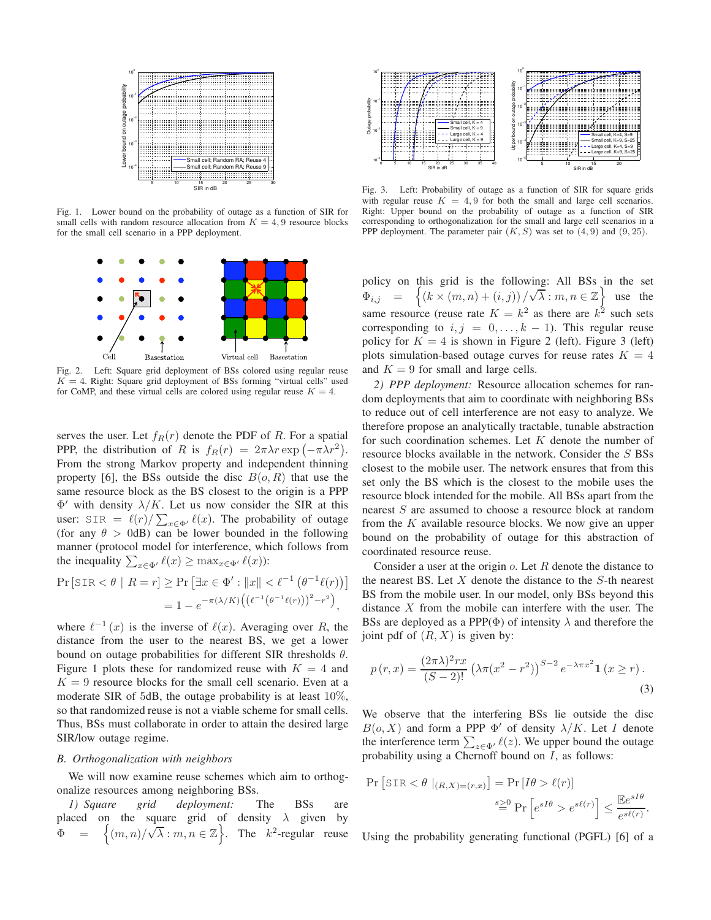Fig. 1. Lower bound on the probability of outage as a function of SIR for small cells with random resource allocation from $K = 4, 9$ resource blocks for the small cell scenario in a PPP deployment.

Fig. 2. Left: Square grid deployment of BSs colored using regular reuse $K = 4$. Right: Square grid deployment of BSs forming "virtual cells" used for CoMP, and these virtual cells are colored using regular reuse $K = 4$.

serves the user. Let $f_R(r)$ denote the PDF of $R$. For a spatial PPP, the distribution of $R$ is $f_R(r) = 2\pi\lambda r \exp\left(-\pi\lambda r^2\right)$. From the strong Markov property and independent thinning property [6], the BSs outside the disc $B(o, R)$ that use the same resource block as the BS closest to the origin is a PPP $\Phi'$ with density $\lambda/K$. Let us now consider the SIR at this user: $\texttt{SIR} = \ell(r)/\sum_{x\in\Phi'}\ell(x)$. The probability of outage (for any $\theta > 0$dB) can be lower bounded in the following manner (protocol model for interference, which follows from the inequality $\sum_{x\in\Phi'}\ell(x) \geq \max_{x\in\Phi'}\ell(x)$):

$$\begin{aligned}\Pr\left[\texttt{SIR} < \theta \mid R = r\right] &\geq \Pr\left[\exists x \in \Phi' : \|x\| < \ell^{-1}\left(\theta^{-1}\ell(r)\right)\right] \\ &= 1 - e^{-\pi(\lambda/K)\left(\left(\ell^{-1}\left(\theta^{-1}\ell(r)\right)\right)^2 - r^2\right)},\end{aligned}$$

where $\ell^{-1}(x)$ is the inverse of $\ell(x)$. Averaging over $R$, the distance from the user to the nearest BS, we get a lower bound on outage probabilities for different SIR thresholds $\theta$. Figure 1 plots these for randomized reuse with $K = 4$ and $K = 9$ resource blocks for the small cell scenario. Even at a moderate SIR of 5dB, the outage probability is at least 10%, so that randomized reuse is not a viable scheme for small cells. Thus, BSs must collaborate in order to attain the desired large SIR/low outage regime.

### B. Orthogonalization with neighbors

We will now examine reuse schemes which aim to orthogonalize resources among neighboring BSs.

*1) Square grid deployment:* The BSs are placed on the square grid of density $\lambda$ given by $\Phi = \left\{(m,n)/\sqrt{\lambda} : m,n \in \mathbb{Z}\right\}$. The $k^2$-regular reuse policy on this grid is the following: All BSs in the set $\Phi_{i,j} = \left\{(k \times (m,n) + (i,j))/\sqrt{\lambda} : m,n \in \mathbb{Z}\right\}$ use the same resource (reuse rate $K = k^2$ as there are $k^2$ such sets corresponding to $i,j = 0,\ldots,k-1$). This regular reuse policy for $K = 4$ is shown in Figure 2 (left). Figure 3 (left) plots simulation-based outage curves for reuse rates $K = 4$ and $K = 9$ for small and large cells.

Fig. 3. Left: Probability of outage as a function of SIR for square grids with regular reuse $K = 4, 9$ for both the small and large cell scenarios. Right: Upper bound on the probability of outage as a function of SIR corresponding to orthogonalization for the small and large cell scenarios in a PPP deployment. The parameter pair $(K, S)$ was set to $(4, 9)$ and $(9, 25)$.

*2) PPP deployment:* Resource allocation schemes for random deployments that aim to coordinate with neighboring BSs to reduce out of cell interference are not easy to analyze. We therefore propose an analytically tractable, tunable abstraction for such coordination schemes. Let $K$ denote the number of resource blocks available in the network. Consider the $S$ BSs closest to the mobile user. The network ensures that from this set only the BS which is the closest to the mobile uses the resource block intended for the mobile. All BSs apart from the nearest $S$ are assumed to choose a resource block at random from the $K$ available resource blocks. We now give an upper bound on the probability of outage for this abstraction of coordinated resource reuse.

Consider a user at the origin $o$. Let $R$ denote the distance to the nearest BS. Let $X$ denote the distance to the $S$-th nearest BS from the mobile user. In our model, only BSs beyond this distance $X$ from the mobile can interfere with the user. The BSs are deployed as a PPP($\Phi$) of intensity $\lambda$ and therefore the joint pdf of $(R, X)$ is given by:

$$p(r,x) = \frac{(2\pi\lambda)^2 rx}{(S-2)!}\left(\lambda\pi(x^2 - r^2)\right)^{S-2} e^{-\lambda\pi x^2}\mathbf{1}(x \geq r). \tag{3}$$

We observe that the interfering BSs lie outside the disc $B(o, X)$ and form a PPP $\Phi'$ of density $\lambda/K$. Let $I$ denote the interference term $\sum_{z\in\Phi'}\ell(z)$. We upper bound the outage probability using a Chernoff bound on $I$, as follows:

$$\begin{aligned}\Pr\left[\texttt{SIR} < \theta \mid_{(R,X)=(r,x)}\right] &= \Pr\left[I\theta > \ell(r)\right] \\ &\stackrel{s\geq 0}{=} \Pr\left[e^{sI\theta} > e^{s\ell(r)}\right] \leq \frac{\mathbb{E}e^{sI\theta}}{e^{s\ell(r)}}.\end{aligned}$$

Using the probability generating functional (PGFL) [6] of a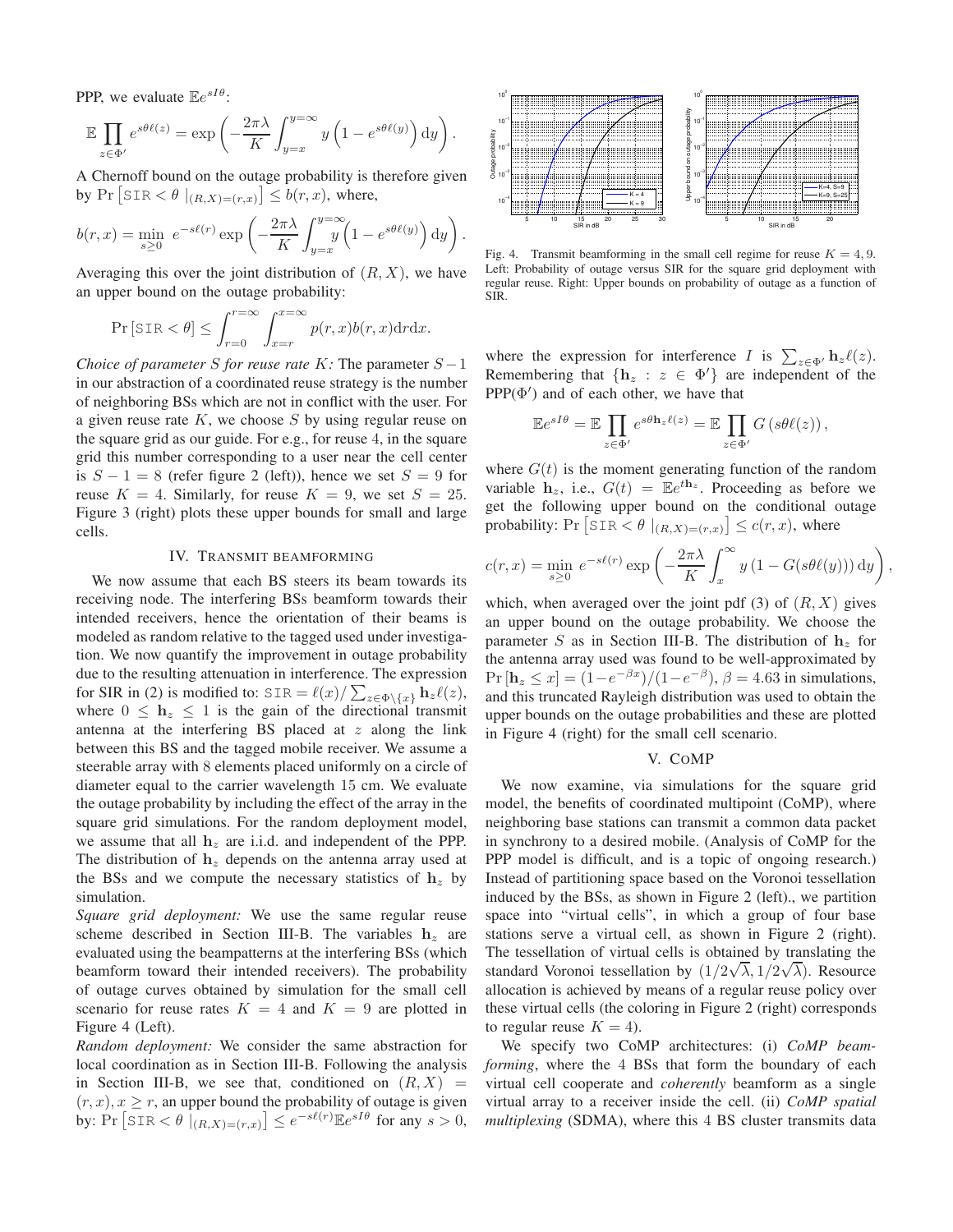PPP, we evaluate $\mathbb{E}e^{sI\theta}$:

$$\mathbb{E}\prod_{z\in\Phi'} e^{s\theta\ell(z)} = \exp\left(-\frac{2\pi\lambda}{K}\int_{y=x}^{y=\infty} y\left(1-e^{s\theta\ell(y)}\right)\mathrm{d}y\right).$$

A Chernoff bound on the outage probability is therefore given by $\Pr\left[\mathtt{SIR}<\theta \mid_{(R,X)=(r,x)}\right] \leq b(r,x)$, where,

$$b(r,x) = \min_{s\geq 0}\ e^{-s\ell(r)}\exp\left(-\frac{2\pi\lambda}{K}\int_{y=x}^{y=\infty} y\left(1-e^{s\theta\ell(y)}\right)\mathrm{d}y\right).$$

Averaging this over the joint distribution of $(R,X)$, we have an upper bound on the outage probability:

$$\Pr\left[\mathtt{SIR}<\theta\right] \leq \int_{r=0}^{r=\infty}\int_{x=r}^{x=\infty} p(r,x)b(r,x)\mathrm{d}r\mathrm{d}x.$$

*Choice of parameter $S$ for reuse rate $K$:* The parameter $S-1$ in our abstraction of a coordinated reuse strategy is the number of neighboring BSs which are not in conflict with the user. For a given reuse rate $K$, we choose $S$ by using regular reuse on the square grid as our guide. For e.g., for reuse 4, in the square grid this number corresponding to a user near the cell center is $S-1=8$ (refer figure 2 (left)), hence we set $S=9$ for reuse $K=4$. Similarly, for reuse $K=9$, we set $S=25$. Figure 3 (right) plots these upper bounds for small and large cells.

## IV. Transmit beamforming

We now assume that each BS steers its beam towards its receiving node. The interfering BSs beamform towards their intended receivers, hence the orientation of their beams is modeled as random relative to the tagged used under investigation. We now quantify the improvement in outage probability due to the resulting attenuation in interference. The expression for SIR in (2) is modified to: $\mathtt{SIR} = \ell(x)/\sum_{z\in\Phi\setminus\{x\}}\mathbf{h}_z\ell(z)$, where $0\leq\mathbf{h}_z\leq 1$ is the gain of the directional transmit antenna at the interfering BS placed at $z$ along the link between this BS and the tagged mobile receiver. We assume a steerable array with 8 elements placed uniformly on a circle of diameter equal to the carrier wavelength 15 cm. We evaluate the outage probability by including the effect of the array in the square grid simulations. For the random deployment model, we assume that all $\mathbf{h}_z$ are i.i.d. and independent of the PPP. The distribution of $\mathbf{h}_z$ depends on the antenna array used at the BSs and we compute the necessary statistics of $\mathbf{h}_z$ by simulation.

*Square grid deployment:* We use the same regular reuse scheme described in Section III-B. The variables $\mathbf{h}_z$ are evaluated using the beampatterns at the interfering BSs (which beamform toward their intended receivers). The probability of outage curves obtained by simulation for the small cell scenario for reuse rates $K=4$ and $K=9$ are plotted in Figure 4 (Left).

*Random deployment:* We consider the same abstraction for local coordination as in Section III-B. Following the analysis in Section III-B, we see that, conditioned on $(R,X)=(r,x), x\geq r$, an upper bound the probability of outage is given by: $\Pr\left[\mathtt{SIR}<\theta \mid_{(R,X)=(r,x)}\right] \leq e^{-s\ell(r)}\mathbb{E}e^{sI\theta}$ for any $s>0$,

Fig. 4. Transmit beamforming in the small cell regime for reuse $K=4,9$. Left: Probability of outage versus SIR for the square grid deployment with regular reuse. Right: Upper bounds on probability of outage as a function of SIR.

where the expression for interference $I$ is $\sum_{z\in\Phi'}\mathbf{h}_z\ell(z)$. Remembering that $\{\mathbf{h}_z : z\in\Phi'\}$ are independent of the PPP($\Phi'$) and of each other, we have that

$$\mathbb{E}e^{sI\theta} = \mathbb{E}\prod_{z\in\Phi'} e^{s\theta\mathbf{h}_z\ell(z)} = \mathbb{E}\prod_{z\in\Phi'} G\left(s\theta\ell(z)\right),$$

where $G(t)$ is the moment generating function of the random variable $\mathbf{h}_z$, i.e., $G(t)=\mathbb{E}e^{t\mathbf{h}_z}$. Proceeding as before we get the following upper bound on the conditional outage probability: $\Pr\left[\mathtt{SIR}<\theta \mid_{(R,X)=(r,x)}\right] \leq c(r,x)$, where

$$c(r,x) = \min_{s\geq 0}\ e^{-s\ell(r)}\exp\left(-\frac{2\pi\lambda}{K}\int_x^{\infty} y\left(1-G(s\theta\ell(y))\right)\mathrm{d}y\right),$$

which, when averaged over the joint pdf (3) of $(R,X)$ gives an upper bound on the outage probability. We choose the parameter $S$ as in Section III-B. The distribution of $\mathbf{h}_z$ for the antenna array used was found to be well-approximated by $\Pr\left[\mathbf{h}_z\leq x\right] = (1-e^{-\beta x})/(1-e^{-\beta})$, $\beta=4.63$ in simulations, and this truncated Rayleigh distribution was used to obtain the upper bounds on the outage probabilities and these are plotted in Figure 4 (right) for the small cell scenario.

## V. CoMP

We now examine, via simulations for the square grid model, the benefits of coordinated multipoint (CoMP), where neighboring base stations can transmit a common data packet in synchrony to a desired mobile. (Analysis of CoMP for the PPP model is difficult, and is a topic of ongoing research.) Instead of partitioning space based on the Voronoi tessellation induced by the BSs, as shown in Figure 2 (left)., we partition space into "virtual cells", in which a group of four base stations serve a virtual cell, as shown in Figure 2 (right). The tessellation of virtual cells is obtained by translating the standard Voronoi tessellation by $(1/2\sqrt{\lambda}, 1/2\sqrt{\lambda})$. Resource allocation is achieved by means of a regular reuse policy over these virtual cells (the coloring in Figure 2 (right) corresponds to regular reuse $K=4$).

We specify two CoMP architectures: (i) *CoMP beamforming*, where the 4 BSs that form the boundary of each virtual cell cooperate and *coherently* beamform as a single virtual array to a receiver inside the cell. (ii) *CoMP spatial multiplexing* (SDMA), where this 4 BS cluster transmits data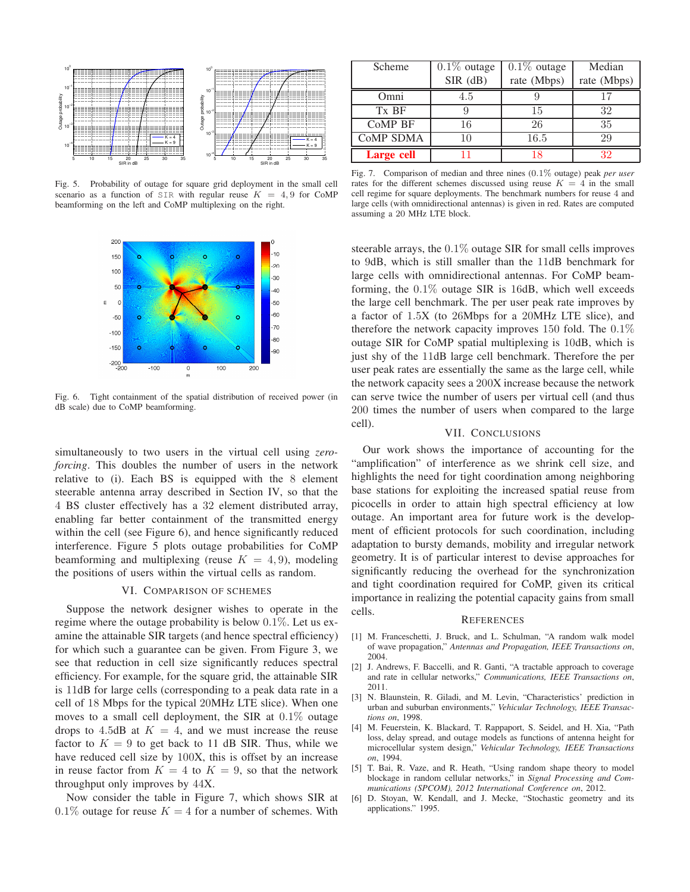Outage probability

$10^0$

$10^{-1}$

$10^{-2}$

$10^{-3}$

5 10 15 20 25 30 35

SIR in dB

K = 4

K = 9

Outage probability

$10^0$

$10^{-1}$

$10^{-2}$

$10^{-3}$

$10^{-4}$

5 10 15 20 25 30 35

SIR in dB

K = 4

K = 9

Fig. 5. Probability of outage for square grid deployment in the small cell scenario as a function of SIR with regular reuse $K = 4, 9$ for CoMP beamforming on the left and CoMP multiplexing on the right.

200

150

100

50

0

-50

-100

-150

-200

-200 -100 0 100 200

m

m

0

-10

-20

-30

-40

-50

-60

-70

-80

-90

Fig. 6. Tight containment of the spatial distribution of received power (in dB scale) due to CoMP beamforming.

simultaneously to two users in the virtual cell using *zero-forcing*. This doubles the number of users in the network relative to (i). Each BS is equipped with the 8 element steerable antenna array described in Section IV, so that the 4 BS cluster effectively has a 32 element distributed array, enabling far better containment of the transmitted energy within the cell (see Figure 6), and hence significantly reduced interference. Figure 5 plots outage probabilities for CoMP beamforming and multiplexing (reuse $K = 4, 9$), modeling the positions of users within the virtual cells as random.

## VI. Comparison of Schemes

Suppose the network designer wishes to operate in the regime where the outage probability is below $0.1\%$. Let us examine the attainable SIR targets (and hence spectral efficiency) for which such a guarantee can be given. From Figure 3, we see that reduction in cell size significantly reduces spectral efficiency. For example, for the square grid, the attainable SIR is 11dB for large cells (corresponding to a peak data rate in a cell of 18 Mbps for the typical 20MHz LTE slice). When one moves to a small cell deployment, the SIR at $0.1\%$ outage drops to 4.5dB at $K = 4$, and we must increase the reuse factor to $K = 9$ to get back to 11 dB SIR. Thus, while we have reduced cell size by 100X, this is offset by an increase in reuse factor from $K = 4$ to $K = 9$, so that the network throughput only improves by 44X.

Now consider the table in Figure 7, which shows SIR at $0.1\%$ outage for reuse $K = 4$ for a number of schemes. With

| Scheme | $0.1\%$ outage SIR (dB) | $0.1\%$ outage rate (Mbps) | Median rate (Mbps) |
|---|---|---|---|
| Omni | 4.5 | 9 | 17 |
| Tx BF | 9 | 15 | 32 |
| CoMP BF | 16 | 26 | 35 |
| CoMP SDMA | 10 | 16.5 | 29 |
| **Large cell** | 11 | 18 | 32 |

Fig. 7. Comparison of median and three nines ($0.1\%$ outage) peak *per user* rates for the different schemes discussed using reuse $K = 4$ in the small cell regime for square deployments. The benchmark numbers for reuse 4 and large cells (with omnidirectional antennas) is given in red. Rates are computed assuming a 20 MHz LTE block.

steerable arrays, the $0.1\%$ outage SIR for small cells improves to 9dB, which is still smaller than the 11dB benchmark for large cells with omnidirectional antennas. For CoMP beamforming, the $0.1\%$ outage SIR is 16dB, which well exceeds the large cell benchmark. The per user peak rate improves by a factor of 1.5X (to 26Mbps for a 20MHz LTE slice), and therefore the network capacity improves 150 fold. The $0.1\%$ outage SIR for CoMP spatial multiplexing is 10dB, which is just shy of the 11dB large cell benchmark. Therefore the per user peak rates are essentially the same as the large cell, while the network capacity sees a 200X increase because the network can serve twice the number of users per virtual cell (and thus 200 times the number of users when compared to the large cell).

## VII. Conclusions

Our work shows the importance of accounting for the "amplification" of interference as we shrink cell size, and highlights the need for tight coordination among neighboring base stations for exploiting the increased spatial reuse from picocells in order to attain high spectral efficiency at low outage. An important area for future work is the development of efficient protocols for such coordination, including adaptation to bursty demands, mobility and irregular network geometry. It is of particular interest to devise approaches for significantly reducing the overhead for the synchronization and tight coordination required for CoMP, given its critical importance in realizing the potential capacity gains from small cells.

## References

[1] M. Franceschetti, J. Bruck, and L. Schulman, "A random walk model of wave propagation," *Antennas and Propagation, IEEE Transactions on*, 2004.

[2] J. Andrews, F. Baccelli, and R. Ganti, "A tractable approach to coverage and rate in cellular networks," *Communications, IEEE Transactions on*, 2011.

[3] N. Blaunstein, R. Giladi, and M. Levin, "Characteristics' prediction in urban and suburban environments," *Vehicular Technology, IEEE Transactions on*, 1998.

[4] M. Feuerstein, K. Blackard, T. Rappaport, S. Seidel, and H. Xia, "Path loss, delay spread, and outage models as functions of antenna height for microcellular system design," *Vehicular Technology, IEEE Transactions on*, 1994.

[5] T. Bai, R. Vaze, and R. Heath, "Using random shape theory to model blockage in random cellular networks," in *Signal Processing and Communications (SPCOM), 2012 International Conference on*, 2012.

[6] D. Stoyan, W. Kendall, and J. Mecke, "Stochastic geometry and its applications." 1995.